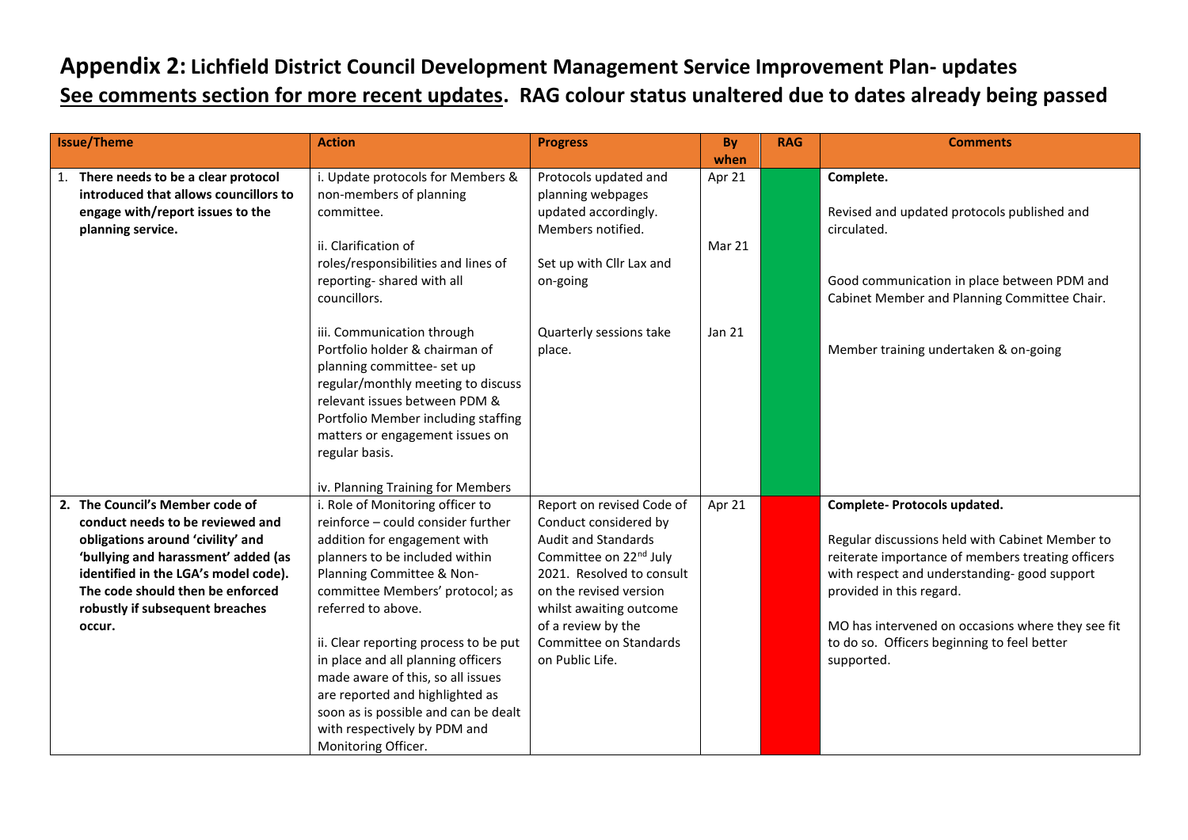# **Appendix 2:** Lichfield District Council Development Management Service Improvement Plan- updates

**See comments section for more recent updates. RAG colour status unaltered due to dates already being passed**

| Issue/Theme | Action | Progress | By when | RAG | Comments |
|---|---|---|---|---|---|
| 1. **There needs to be a clear protocol introduced that allows councillors to engage with/report issues to the planning service.** | i. Update protocols for Members & non-members of planning committee.<br><br>ii. Clarification of roles/responsibilities and lines of reporting- shared with all councillors.<br><br>iii. Communication through Portfolio holder & chairman of planning committee- set up regular/monthly meeting to discuss relevant issues between PDM & Portfolio Member including staffing matters or engagement issues on regular basis.<br><br>iv. Planning Training for Members | Protocols updated and planning webpages updated accordingly. Members notified.<br><br>Set up with Cllr Lax and on-going<br><br>Quarterly sessions take place. | Apr 21<br><br>Mar 21<br><br>Jan 21 | Green | **Complete.**<br><br>Revised and updated protocols published and circulated.<br><br>Good communication in place between PDM and Cabinet Member and Planning Committee Chair.<br><br>Member training undertaken & on-going |
| 2. **The Council's Member code of conduct needs to be reviewed and obligations around 'civility' and 'bullying and harassment' added (as identified in the LGA's model code). The code should then be enforced robustly if subsequent breaches occur.** | i. Role of Monitoring officer to reinforce – could consider further addition for engagement with planners to be included within Planning Committee & Non-committee Members' protocol; as referred to above.<br><br>ii. Clear reporting process to be put in place and all planning officers made aware of this, so all issues are reported and highlighted as soon as is possible and can be dealt with respectively by PDM and Monitoring Officer. | Report on revised Code of Conduct considered by Audit and Standards Committee on 22nd July 2021. Resolved to consult on the revised version whilst awaiting outcome of a review by the Committee on Standards on Public Life. | Apr 21 | Red | **Complete- Protocols updated.**<br><br>Regular discussions held with Cabinet Member to reiterate importance of members treating officers with respect and understanding- good support provided in this regard.<br><br>MO has intervened on occasions where they see fit to do so. Officers beginning to feel better supported. |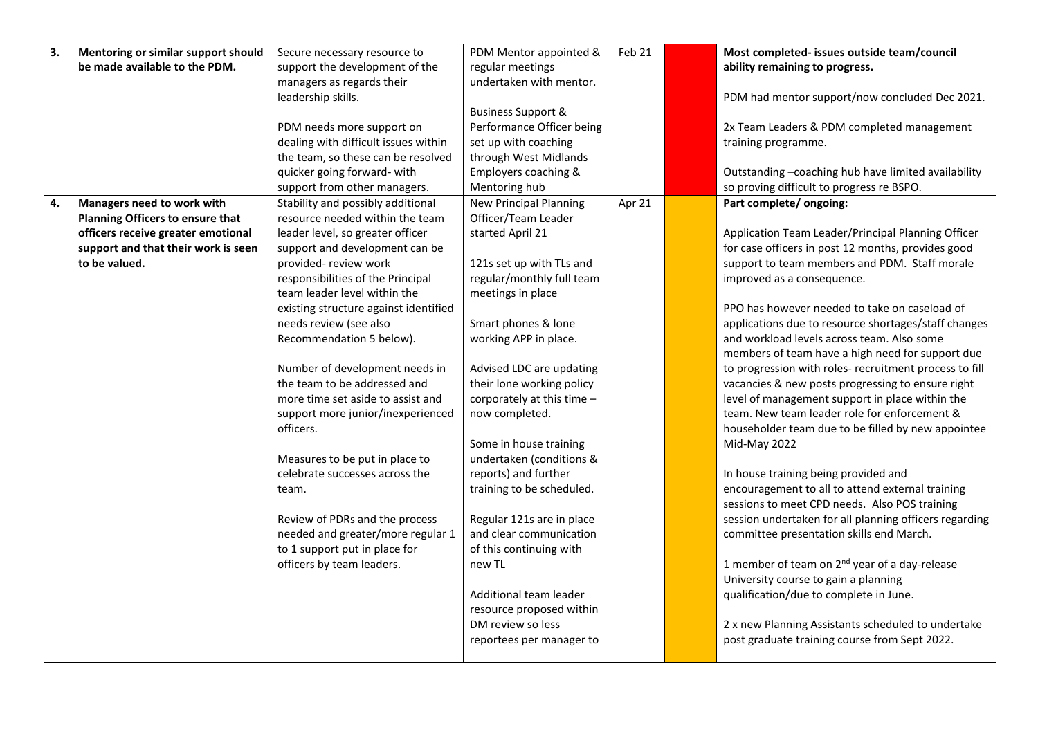| | | | | | | |
|---|---|---|---|---|---|---|
| **3.** | **Mentoring or similar support should be made available to the PDM.** | Secure necessary resource to support the development of the managers as regards their leadership skills.<br><br>PDM needs more support on dealing with difficult issues within the team, so these can be resolved quicker going forward- with support from other managers. | PDM Mentor appointed & regular meetings undertaken with mentor.<br><br>Business Support & Performance Officer being set up with coaching through West Midlands Employers coaching & Mentoring hub | Feb 21 | | **Most completed- issues outside team/council ability remaining to progress.**<br><br>PDM had mentor support/now concluded Dec 2021.<br><br>2x Team Leaders & PDM completed management training programme.<br><br>Outstanding –coaching hub have limited availability so proving difficult to progress re BSPO. |
| **4.** | **Managers need to work with Planning Officers to ensure that officers receive greater emotional support and that their work is seen to be valued.** | Stability and possibly additional resource needed within the team leader level, so greater officer support and development can be provided- review work responsibilities of the Principal team leader level within the existing structure against identified needs review (see also Recommendation 5 below).<br><br>Number of development needs in the team to be addressed and more time set aside to assist and support more junior/inexperienced officers.<br><br>Measures to be put in place to celebrate successes across the team.<br><br>Review of PDRs and the process needed and greater/more regular 1 to 1 support put in place for officers by team leaders. | New Principal Planning Officer/Team Leader started April 21<br><br>121s set up with TLs and regular/monthly full team meetings in place<br><br>Smart phones & lone working APP in place.<br><br>Advised LDC are updating their lone working policy corporately at this time – now completed.<br><br>Some in house training undertaken (conditions & reports) and further training to be scheduled.<br><br>Regular 121s are in place and clear communication of this continuing with new TL<br><br>Additional team leader resource proposed within DM review so less reportees per manager to | Apr 21 | | **Part complete/ ongoing:**<br><br>Application Team Leader/Principal Planning Officer for case officers in post 12 months, provides good support to team members and PDM. Staff morale improved as a consequence.<br><br>PPO has however needed to take on caseload of applications due to resource shortages/staff changes and workload levels across team. Also some members of team have a high need for support due to progression with roles- recruitment process to fill vacancies & new posts progressing to ensure right level of management support in place within the team. New team leader role for enforcement & householder team due to be filled by new appointee Mid-May 2022<br><br>In house training being provided and encouragement to all to attend external training sessions to meet CPD needs. Also POS training session undertaken for all planning officers regarding committee presentation skills end March.<br><br>1 member of team on 2nd year of a day-release University course to gain a planning qualification/due to complete in June.<br><br>2 x new Planning Assistants scheduled to undertake post graduate training course from Sept 2022. |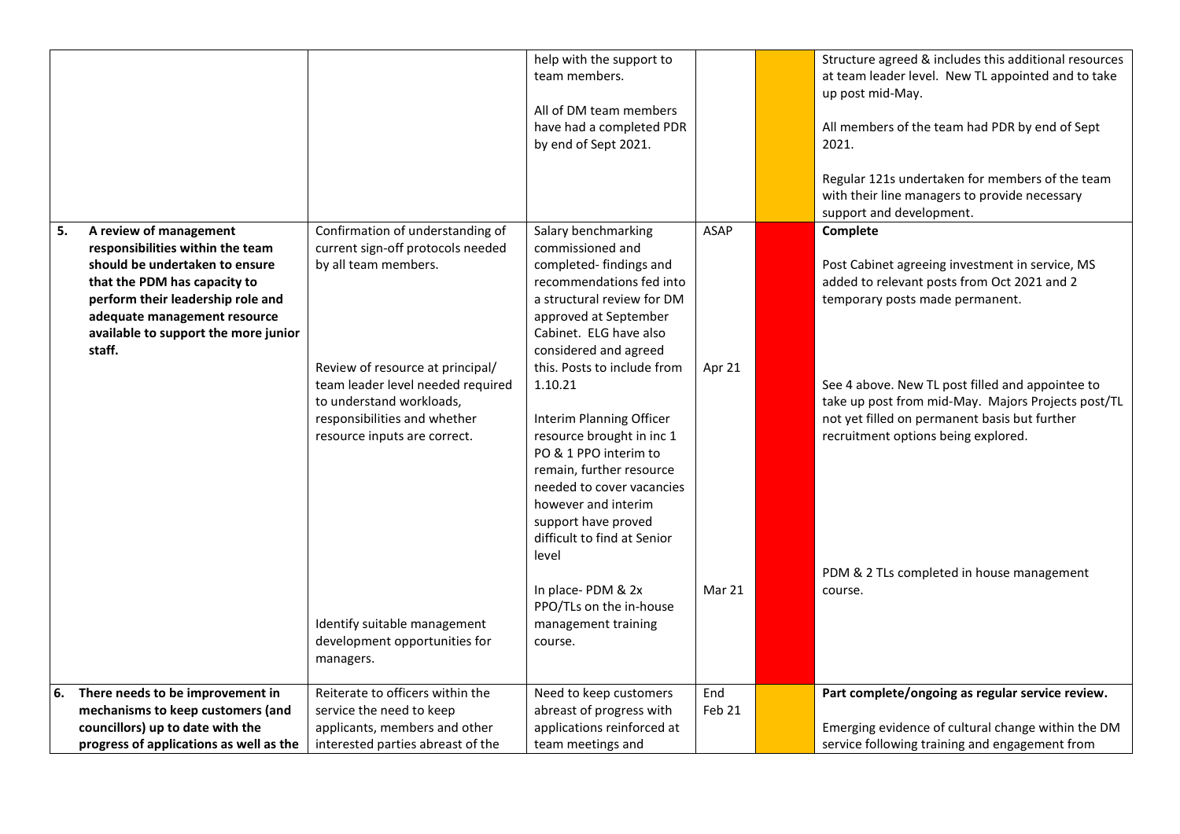| | | | | | |
|---|---|---|---|---|---|
| | | help with the support to team members.<br><br>All of DM team members have had a completed PDR by end of Sept 2021. | | | Structure agreed & includes this additional resources at team leader level. New TL appointed and to take up post mid-May.<br><br>All members of the team had PDR by end of Sept 2021.<br><br>Regular 121s undertaken for members of the team with their line managers to provide necessary support and development. |
| **5. A review of management responsibilities within the team should be undertaken to ensure that the PDM has capacity to perform their leadership role and adequate management resource available to support the more junior staff.** | Confirmation of understanding of current sign-off protocols needed by all team members.<br><br>Review of resource at principal/ team leader level needed required to understand workloads, responsibilities and whether resource inputs are correct.<br><br>Identify suitable management development opportunities for managers. | Salary benchmarking commissioned and completed- findings and recommendations fed into a structural review for DM approved at September Cabinet. ELG have also considered and agreed this. Posts to include from 1.10.21<br><br>Interim Planning Officer resource brought in inc 1 PO & 1 PPO interim to remain, further resource needed to cover vacancies however and interim support have proved difficult to find at Senior level<br><br>In place- PDM & 2x PPO/TLs on the in-house management training course. | ASAP<br><br>Apr 21<br><br>Mar 21 | | **Complete**<br><br>Post Cabinet agreeing investment in service, MS added to relevant posts from Oct 2021 and 2 temporary posts made permanent.<br><br>See 4 above. New TL post filled and appointee to take up post from mid-May. Majors Projects post/TL not yet filled on permanent basis but further recruitment options being explored.<br><br>PDM & 2 TLs completed in house management course. |
| **6. There needs to be improvement in mechanisms to keep customers (and councillors) up to date with the progress of applications as well as the** | Reiterate to officers within the service the need to keep applicants, members and other interested parties abreast of the | Need to keep customers abreast of progress with applications reinforced at team meetings and | End Feb 21 | | **Part complete/ongoing as regular service review.**<br><br>Emerging evidence of cultural change within the DM service following training and engagement from |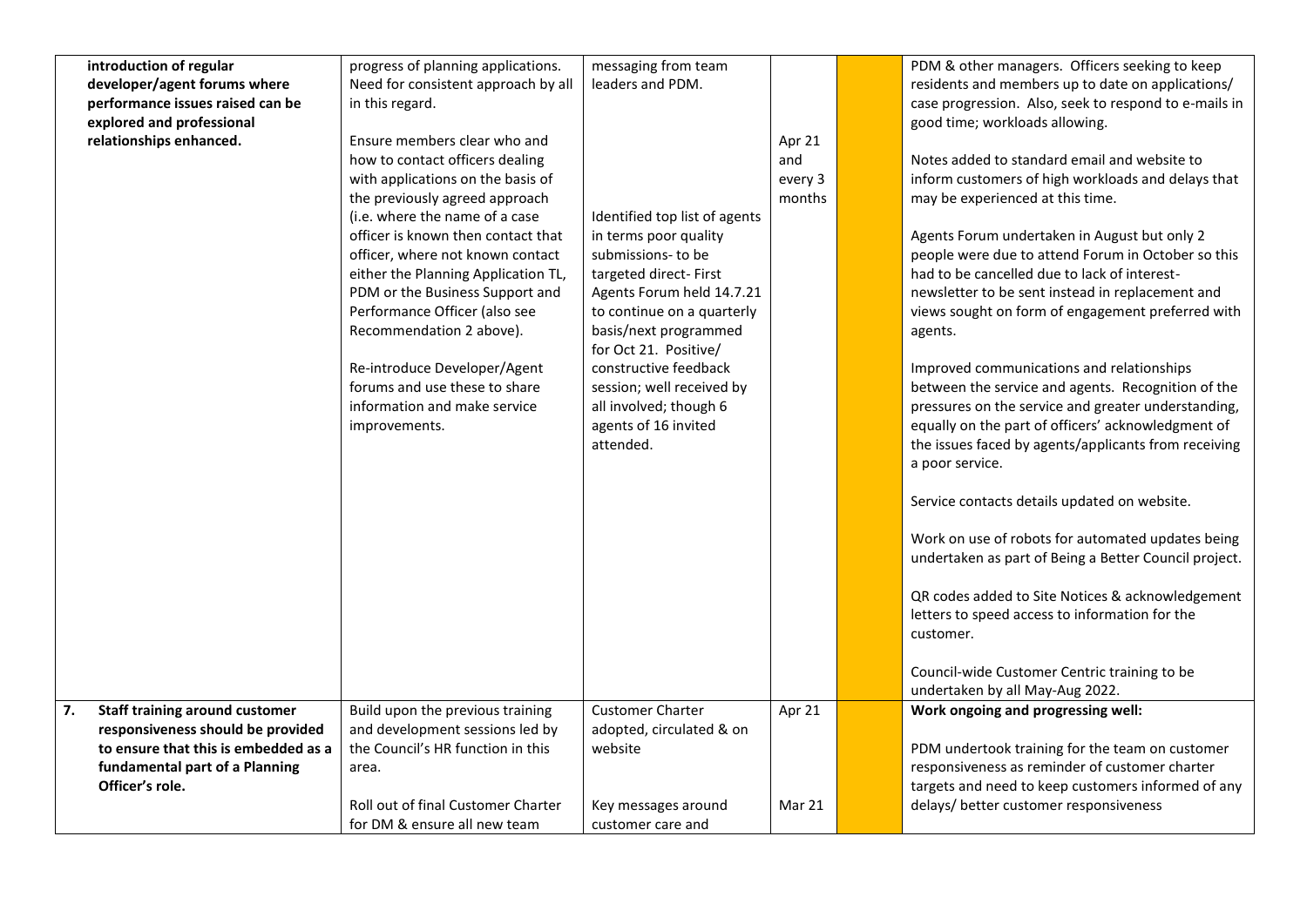| | | | | | | |
|---|---|---|---|---|---|---|
| | **introduction of regular developer/agent forums where performance issues raised can be explored and professional relationships enhanced.** | progress of planning applications. Need for consistent approach by all in this regard.<br><br>Ensure members clear who and how to contact officers dealing with applications on the basis of the previously agreed approach (i.e. where the name of a case officer is known then contact that officer, where not known contact either the Planning Application TL, PDM or the Business Support and Performance Officer (also see Recommendation 2 above).<br><br>Re-introduce Developer/Agent forums and use these to share information and make service improvements. | messaging from team leaders and PDM.<br><br>Identified top list of agents in terms poor quality submissions- to be targeted direct- First Agents Forum held 14.7.21 to continue on a quarterly basis/next programmed for Oct 21. Positive/ constructive feedback session; well received by all involved; though 6 agents of 16 invited attended. | Apr 21 and every 3 months | | PDM & other managers. Officers seeking to keep residents and members up to date on applications/ case progression. Also, seek to respond to e-mails in good time; workloads allowing.<br><br>Notes added to standard email and website to inform customers of high workloads and delays that may be experienced at this time.<br><br>Agents Forum undertaken in August but only 2 people were due to attend Forum in October so this had to be cancelled due to lack of interest- newsletter to be sent instead in replacement and views sought on form of engagement preferred with agents.<br><br>Improved communications and relationships between the service and agents. Recognition of the pressures on the service and greater understanding, equally on the part of officers' acknowledgment of the issues faced by agents/applicants from receiving a poor service.<br><br>Service contacts details updated on website.<br><br>Work on use of robots for automated updates being undertaken as part of Being a Better Council project.<br><br>QR codes added to Site Notices & acknowledgement letters to speed access to information for the customer.<br><br>Council-wide Customer Centric training to be undertaken by all May-Aug 2022. |
| **7.** | **Staff training around customer responsiveness should be provided to ensure that this is embedded as a fundamental part of a Planning Officer's role.** | Build upon the previous training and development sessions led by the Council's HR function in this area.<br><br>Roll out of final Customer Charter for DM & ensure all new team | Customer Charter adopted, circulated & on website<br><br>Key messages around customer care and | Apr 21<br><br>Mar 21 | | **Work ongoing and progressing well:**<br><br>PDM undertook training for the team on customer responsiveness as reminder of customer charter targets and need to keep customers informed of any delays/ better customer responsiveness |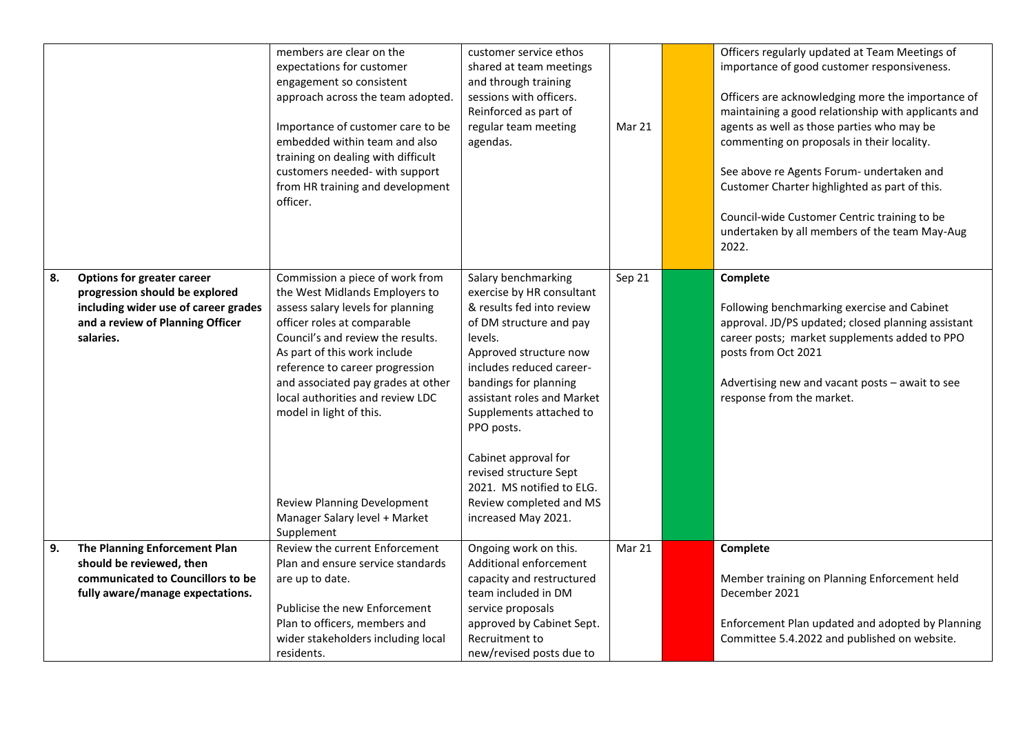| | | | | | | |
|---|---|---|---|---|---|---|
| | | members are clear on the expectations for customer engagement so consistent approach across the team adopted.<br><br>Importance of customer care to be embedded within team and also training on dealing with difficult customers needed- with support from HR training and development officer. | customer service ethos shared at team meetings and through training sessions with officers. Reinforced as part of regular team meeting agendas. | Mar 21 | | Officers regularly updated at Team Meetings of importance of good customer responsiveness.<br><br>Officers are acknowledging more the importance of maintaining a good relationship with applicants and agents as well as those parties who may be commenting on proposals in their locality.<br><br>See above re Agents Forum- undertaken and Customer Charter highlighted as part of this.<br><br>Council-wide Customer Centric training to be undertaken by all members of the team May-Aug 2022. |
| 8. | **Options for greater career progression should be explored including wider use of career grades and a review of Planning Officer salaries.** | Commission a piece of work from the West Midlands Employers to assess salary levels for planning officer roles at comparable Council's and review the results. As part of this work include reference to career progression and associated pay grades at other local authorities and review LDC model in light of this.<br><br>Review Planning Development Manager Salary level + Market Supplement | Salary benchmarking exercise by HR consultant & results fed into review of DM structure and pay levels.<br>Approved structure now includes reduced career-bandings for planning assistant roles and Market Supplements attached to PPO posts.<br><br>Cabinet approval for revised structure Sept 2021. MS notified to ELG. Review completed and MS increased May 2021. | Sep 21 | | **Complete**<br><br>Following benchmarking exercise and Cabinet approval. JD/PS updated; closed planning assistant career posts; market supplements added to PPO posts from Oct 2021<br><br>Advertising new and vacant posts – await to see response from the market. |
| 9. | **The Planning Enforcement Plan should be reviewed, then communicated to Councillors to be fully aware/manage expectations.** | Review the current Enforcement Plan and ensure service standards are up to date.<br><br>Publicise the new Enforcement Plan to officers, members and wider stakeholders including local residents. | Ongoing work on this. Additional enforcement capacity and restructured team included in DM service proposals approved by Cabinet Sept. Recruitment to new/revised posts due to | Mar 21 | | **Complete**<br><br>Member training on Planning Enforcement held December 2021<br><br>Enforcement Plan updated and adopted by Planning Committee 5.4.2022 and published on website. |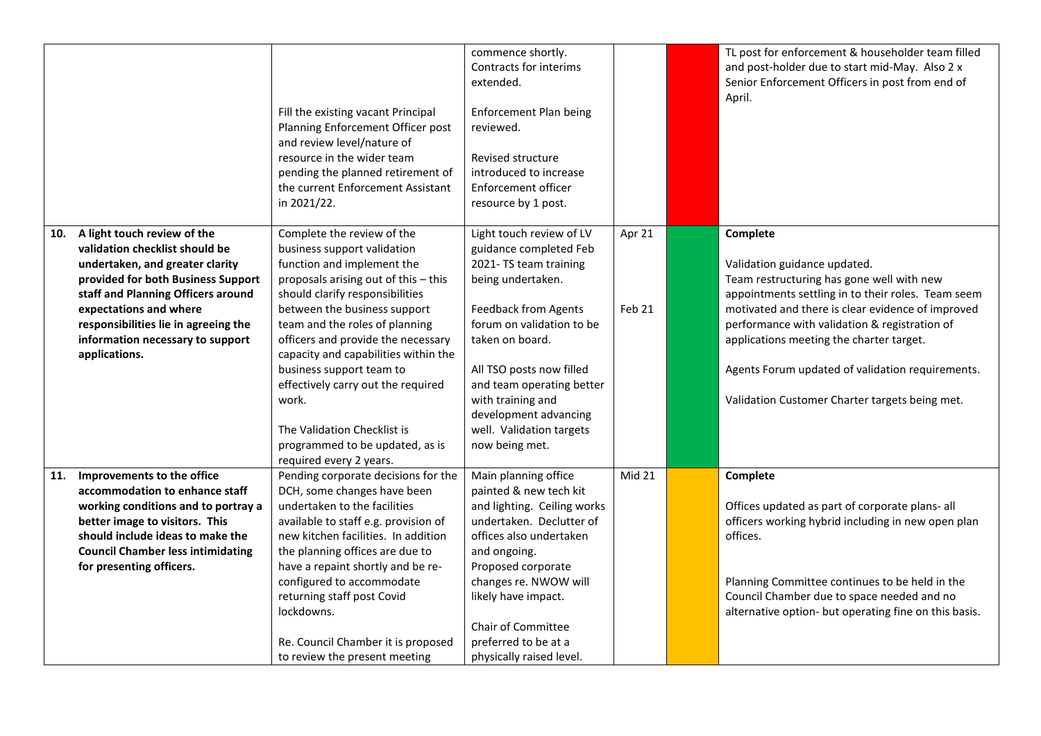| | | | | | |
|---|---|---|---|---|---|
| | Fill the existing vacant Principal Planning Enforcement Officer post and review level/nature of resource in the wider team pending the planned retirement of the current Enforcement Assistant in 2021/22. | commence shortly. Contracts for interims extended.<br><br>Enforcement Plan being reviewed.<br><br>Revised structure introduced to increase Enforcement officer resource by 1 post. | | | TL post for enforcement & householder team filled and post-holder due to start mid-May. Also 2 x Senior Enforcement Officers in post from end of April. |
| **10. A light touch review of the validation checklist should be undertaken, and greater clarity provided for both Business Support staff and Planning Officers around expectations and where responsibilities lie in agreeing the information necessary to support applications.** | Complete the review of the business support validation function and implement the proposals arising out of this – this should clarify responsibilities between the business support team and the roles of planning officers and provide the necessary capacity and capabilities within the business support team to effectively carry out the required work.<br><br>The Validation Checklist is programmed to be updated, as is required every 2 years. | Light touch review of LV guidance completed Feb 2021- TS team training being undertaken.<br><br>Feedback from Agents forum on validation to be taken on board.<br><br>All TSO posts now filled and team operating better with training and development advancing well. Validation targets now being met. | Apr 21<br><br>Feb 21 | | **Complete**<br><br>Validation guidance updated.<br>Team restructuring has gone well with new appointments settling in to their roles. Team seem motivated and there is clear evidence of improved performance with validation & registration of applications meeting the charter target.<br><br>Agents Forum updated of validation requirements.<br><br>Validation Customer Charter targets being met. |
| **11. Improvements to the office accommodation to enhance staff working conditions and to portray a better image to visitors. This should include ideas to make the Council Chamber less intimidating for presenting officers.** | Pending corporate decisions for the DCH, some changes have been undertaken to the facilities available to staff e.g. provision of new kitchen facilities. In addition the planning offices are due to have a repaint shortly and be re-configured to accommodate returning staff post Covid lockdowns.<br><br>Re. Council Chamber it is proposed to review the present meeting | Main planning office painted & new tech kit and lighting. Ceiling works undertaken. Declutter of offices also undertaken and ongoing.<br>Proposed corporate changes re. NWOW will likely have impact.<br><br>Chair of Committee preferred to be at a physically raised level. | Mid 21 | | **Complete**<br><br>Offices updated as part of corporate plans- all officers working hybrid including in new open plan offices.<br><br>Planning Committee continues to be held in the Council Chamber due to space needed and no alternative option- but operating fine on this basis. |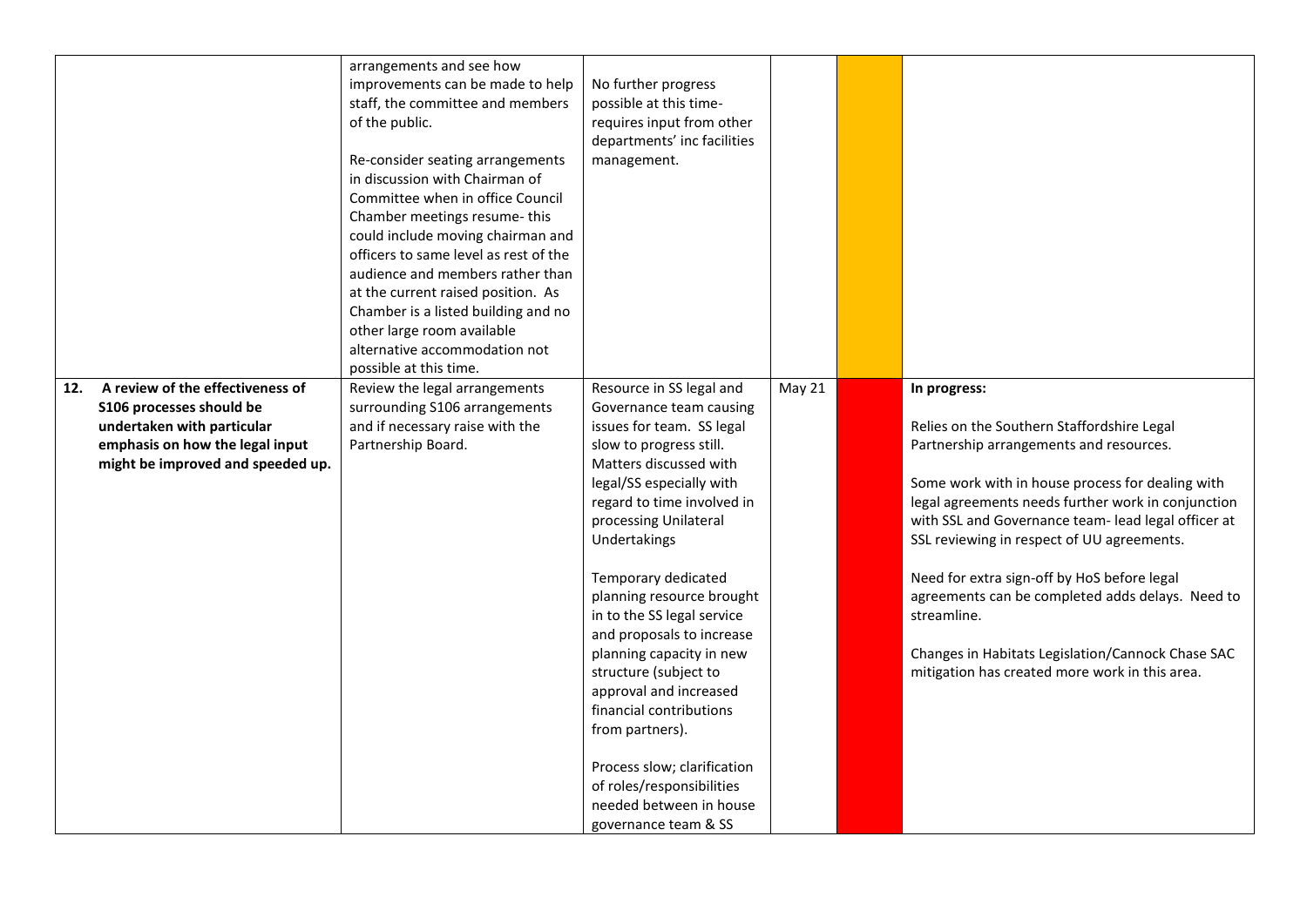| | | | | | |
|---|---|---|---|---|---|
| | arrangements and see how improvements can be made to help staff, the committee and members of the public.<br><br>Re-consider seating arrangements in discussion with Chairman of Committee when in office Council Chamber meetings resume- this could include moving chairman and officers to same level as rest of the audience and members rather than at the current raised position. As Chamber is a listed building and no other large room available alternative accommodation not possible at this time. | No further progress possible at this time- requires input from other departments' inc facilities management. | | | |
| **12. A review of the effectiveness of S106 processes should be undertaken with particular emphasis on how the legal input might be improved and speeded up.** | Review the legal arrangements surrounding S106 arrangements and if necessary raise with the Partnership Board. | Resource in SS legal and Governance team causing issues for team. SS legal slow to progress still. Matters discussed with legal/SS especially with regard to time involved in processing Unilateral Undertakings<br><br>Temporary dedicated planning resource brought in to the SS legal service and proposals to increase planning capacity in new structure (subject to approval and increased financial contributions from partners).<br><br>Process slow; clarification of roles/responsibilities needed between in house governance team & SS | May 21 | | **In progress:**<br><br>Relies on the Southern Staffordshire Legal Partnership arrangements and resources.<br><br>Some work with in house process for dealing with legal agreements needs further work in conjunction with SSL and Governance team- lead legal officer at SSL reviewing in respect of UU agreements.<br><br>Need for extra sign-off by HoS before legal agreements can be completed adds delays. Need to streamline.<br><br>Changes in Habitats Legislation/Cannock Chase SAC mitigation has created more work in this area. |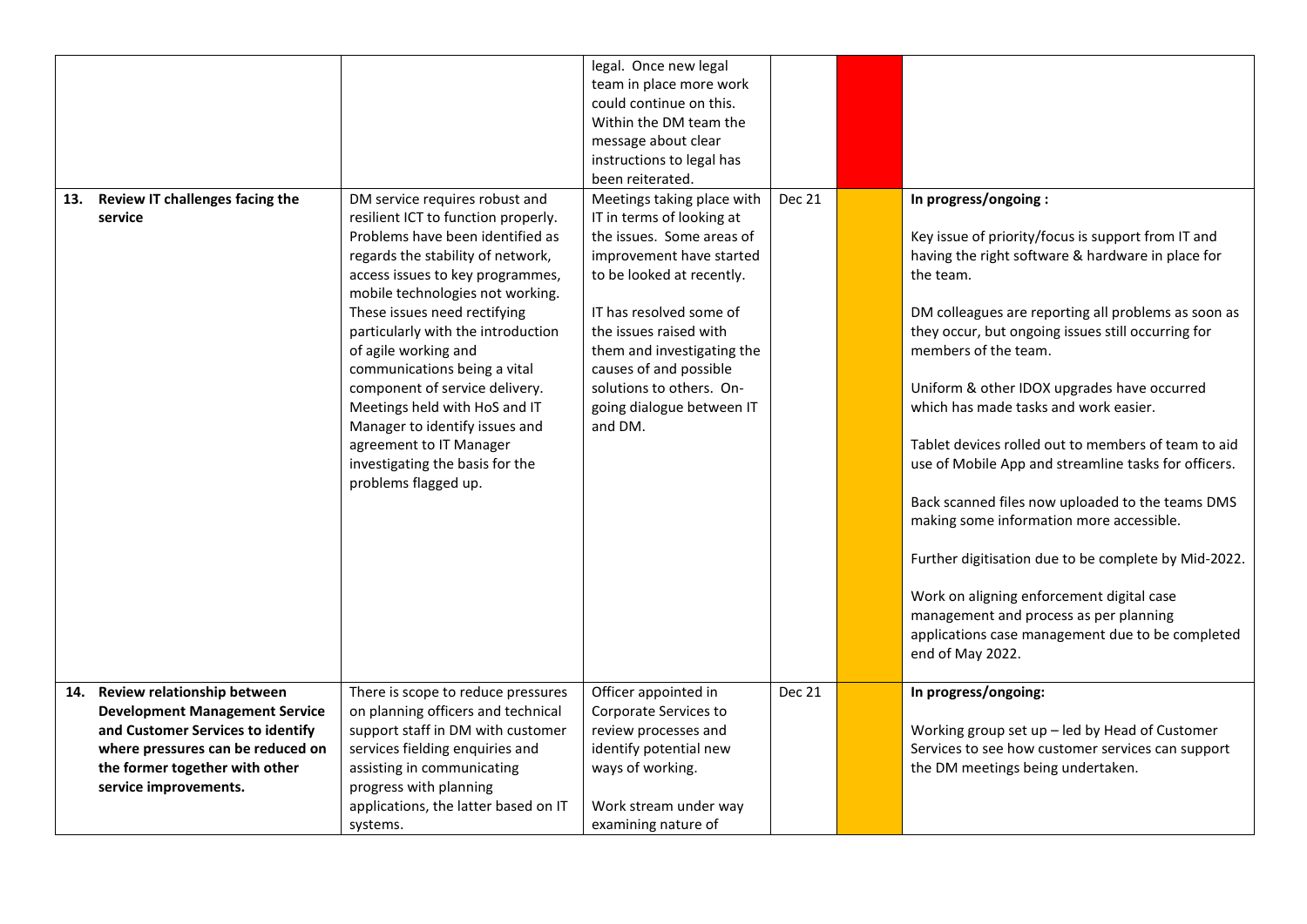| | | | | | |
|---|---|---|---|---|---|
| | | legal. Once new legal team in place more work could continue on this. Within the DM team the message about clear instructions to legal has been reiterated. | | | |
| **13. Review IT challenges facing the service** | DM service requires robust and resilient ICT to function properly. Problems have been identified as regards the stability of network, access issues to key programmes, mobile technologies not working. These issues need rectifying particularly with the introduction of agile working and communications being a vital component of service delivery. Meetings held with HoS and IT Manager to identify issues and agreement to IT Manager investigating the basis for the problems flagged up. | Meetings taking place with IT in terms of looking at the issues. Some areas of improvement have started to be looked at recently.<br><br>IT has resolved some of the issues raised with them and investigating the causes of and possible solutions to others. On-going dialogue between IT and DM. | Dec 21 | | **In progress/ongoing :**<br><br>Key issue of priority/focus is support from IT and having the right software & hardware in place for the team.<br><br>DM colleagues are reporting all problems as soon as they occur, but ongoing issues still occurring for members of the team.<br><br>Uniform & other IDOX upgrades have occurred which has made tasks and work easier.<br><br>Tablet devices rolled out to members of team to aid use of Mobile App and streamline tasks for officers.<br><br>Back scanned files now uploaded to the teams DMS making some information more accessible.<br><br>Further digitisation due to be complete by Mid-2022.<br><br>Work on aligning enforcement digital case management and process as per planning applications case management due to be completed end of May 2022. |
| **14. Review relationship between Development Management Service and Customer Services to identify where pressures can be reduced on the former together with other service improvements.** | There is scope to reduce pressures on planning officers and technical support staff in DM with customer services fielding enquiries and assisting in communicating progress with planning applications, the latter based on IT systems. | Officer appointed in Corporate Services to review processes and identify potential new ways of working.<br><br>Work stream under way examining nature of | Dec 21 | | **In progress/ongoing:**<br><br>Working group set up – led by Head of Customer Services to see how customer services can support the DM meetings being undertaken. |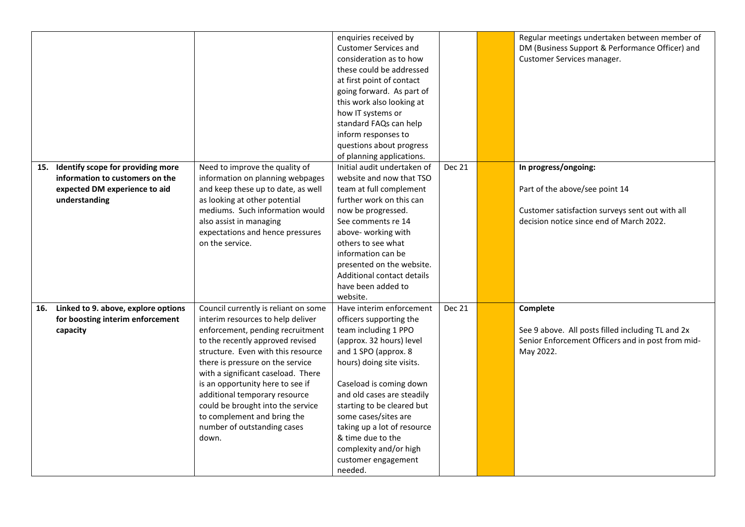| | | | | | |
|---|---|---|---|---|---|
| | | enquiries received by Customer Services and consideration as to how these could be addressed at first point of contact going forward. As part of this work also looking at how IT systems or standard FAQs can help inform responses to questions about progress of planning applications. | | | Regular meetings undertaken between member of DM (Business Support & Performance Officer) and Customer Services manager. |
| **15. Identify scope for providing more information to customers on the expected DM experience to aid understanding** | Need to improve the quality of information on planning webpages and keep these up to date, as well as looking at other potential mediums. Such information would also assist in managing expectations and hence pressures on the service. | Initial audit undertaken of website and now that TSO team at full complement further work on this can now be progressed. See comments re 14 above- working with others to see what information can be presented on the website. Additional contact details have been added to website. | Dec 21 | | **In progress/ongoing:**<br><br>Part of the above/see point 14<br><br>Customer satisfaction surveys sent out with all decision notice since end of March 2022. |
| **16. Linked to 9. above, explore options for boosting interim enforcement capacity** | Council currently is reliant on some interim resources to help deliver enforcement, pending recruitment to the recently approved revised structure. Even with this resource there is pressure on the service with a significant caseload. There is an opportunity here to see if additional temporary resource could be brought into the service to complement and bring the number of outstanding cases down. | Have interim enforcement officers supporting the team including 1 PPO (approx. 32 hours) level and 1 SPO (approx. 8 hours) doing site visits.<br><br>Caseload is coming down and old cases are steadily starting to be cleared but some cases/sites are taking up a lot of resource & time due to the complexity and/or high customer engagement needed. | Dec 21 | | **Complete**<br><br>See 9 above. All posts filled including TL and 2x Senior Enforcement Officers and in post from mid-May 2022. |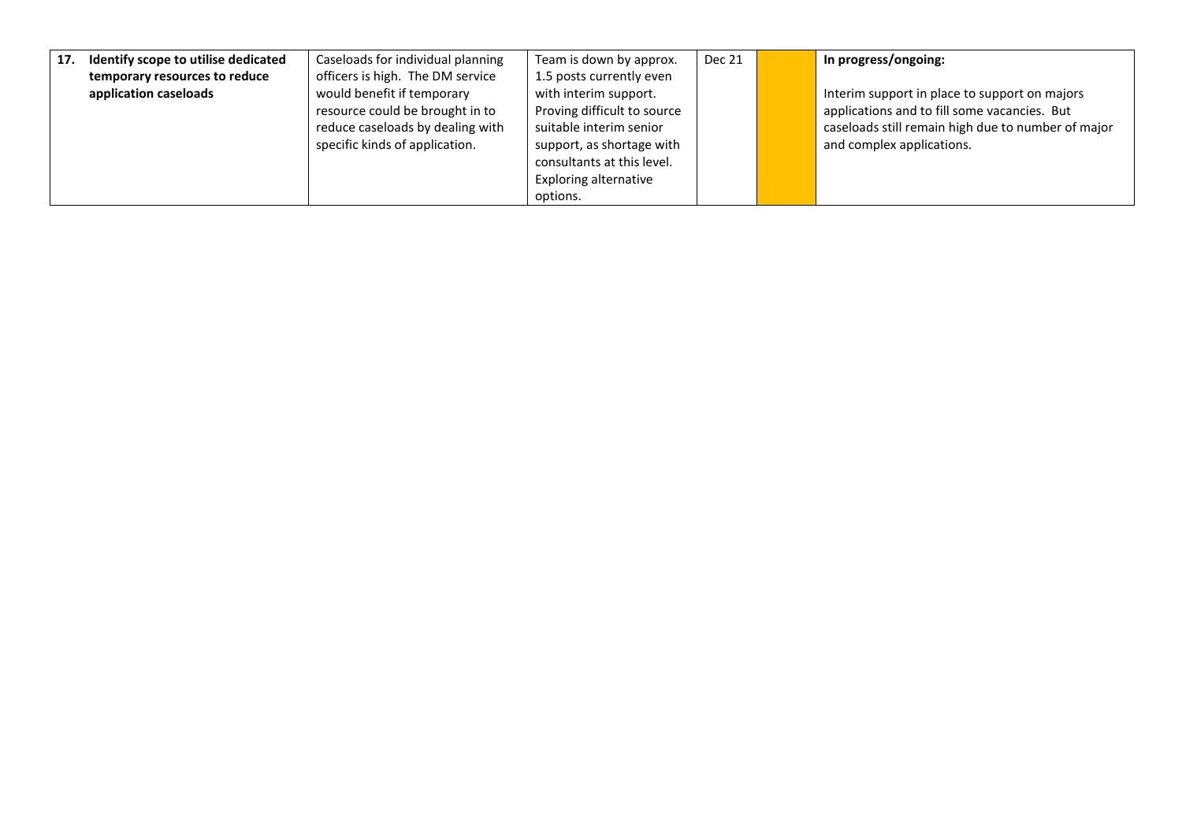| | | | | | |
|---|---|---|---|---|---|
| **17. Identify scope to utilise dedicated temporary resources to reduce application caseloads** | Caseloads for individual planning officers is high. The DM service would benefit if temporary resource could be brought in to reduce caseloads by dealing with specific kinds of application. | Team is down by approx. 1.5 posts currently even with interim support. Proving difficult to source suitable interim senior support, as shortage with consultants at this level. Exploring alternative options. | Dec 21 | | **In progress/ongoing:**<br><br>Interim support in place to support on majors applications and to fill some vacancies. But caseloads still remain high due to number of major and complex applications. |